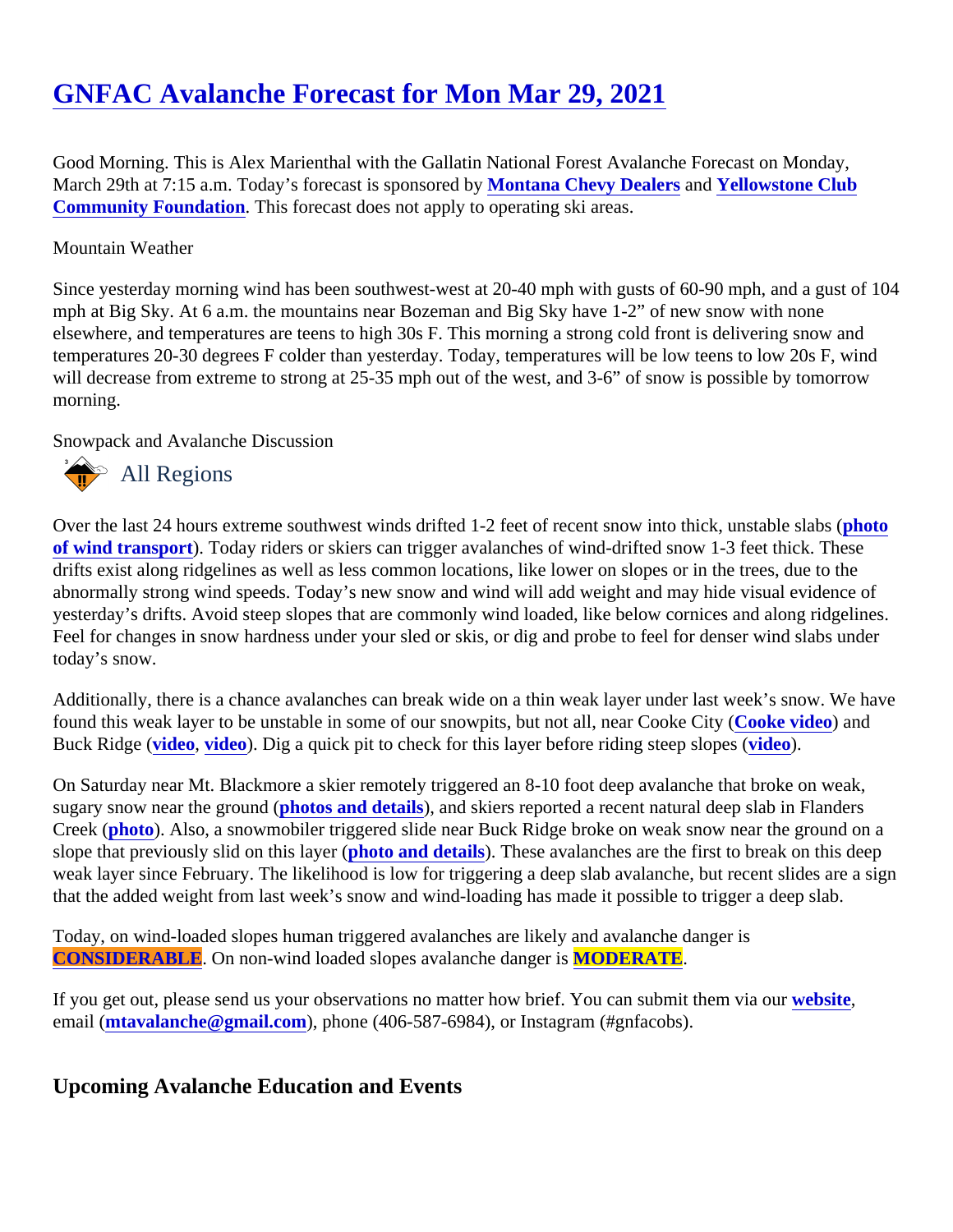# GNFAC Avalanche Forecast for Mon Mar 29, 2021

Good Morning. This is Alex Marienthal with the Gallatin National Forest Avalanche Forecast on Monday, March 29th at 7:15 a.m. Today's forecast is sponsored by **Montana Chevy Dealers** and **Yellowstone Club Community Foundation**. This forecast does not apply to operating ski areas.

Mountain Weather

Since yesterday morning wind has been southwest-west at 20-40 mph with gusts of 60-90 mph, and a gust of 104 mph at Big Sky. At 6 a.m. the mountains near Bozeman and Big Sky have 1-2" of new snow with none elsewhere, and temperatures are teens to high 30s F. This morning a strong cold front is delivering snow and temperatures 20-30 degrees F colder than yesterday. Today, temperatures will be low teens to low 20s F, wind will decrease from extreme to strong at 25-35 mph out of the west, and 3-6" of snow is possible by tomorrow morning.

Snowpack and Avalanche Discussion

## All Regions

Over the last 24 hours extreme southwest winds drifted 1-2 feet of recent snow into thick, unstable slabs (**photo of wind transport**). Today riders or skiers can trigger avalanches of wind-drifted snow 1-3 feet thick. These drifts exist along ridgelines as well as less common locations, like lower on slopes or in the trees, due to the abnormally strong wind speeds. Today's new snow and wind will add weight and may hide visual evidence of yesterday's drifts. Avoid steep slopes that are commonly wind loaded, like below cornices and along ridgelines. Feel for changes in snow hardness under your sled or skis, or dig and probe to feel for denser wind slabs under today's snow.

Additionally, there is a chance avalanches can break wide on a thin weak layer under last week's snow. We have found this weak layer to be unstable in some of our snowpits, but not all, near Cooke City (**Cooke video**) and Buck Ridge (**video**, **video**). Dig a quick pit to check for this layer before riding steep slopes (**video**).

On Saturday near Mt. Blackmore a skier remotely triggered an 8-10 foot deep avalanche that broke on weak, sugary snow near the ground (**photos and details**), and skiers reported a recent natural deep slab in Flanders Creek (**photo**). Also, a snowmobiler triggered slide near Buck Ridge broke on weak snow near the ground on a slope that previously slid on this layer (**photo and details**). These avalanches are the first to break on this deep weak layer since February. The likelihood is low for triggering a deep slab avalanche, but recent slides are a sign that the added weight from last week's snow and wind-loading has made it possible to trigger a deep slab.

Today, on wind-loaded slopes human triggered avalanches are likely and avalanche danger is **CONSIDERABLE**. On non-wind loaded slopes avalanche danger is **MODERATE**.

If you get out, please send us your observations no matter how brief. You can submit them via our **website**, email (**mtavalanche@gmail.com**), phone (406-587-6984), or Instagram (#gnfacobs).

## Upcoming Avalanche Education and Events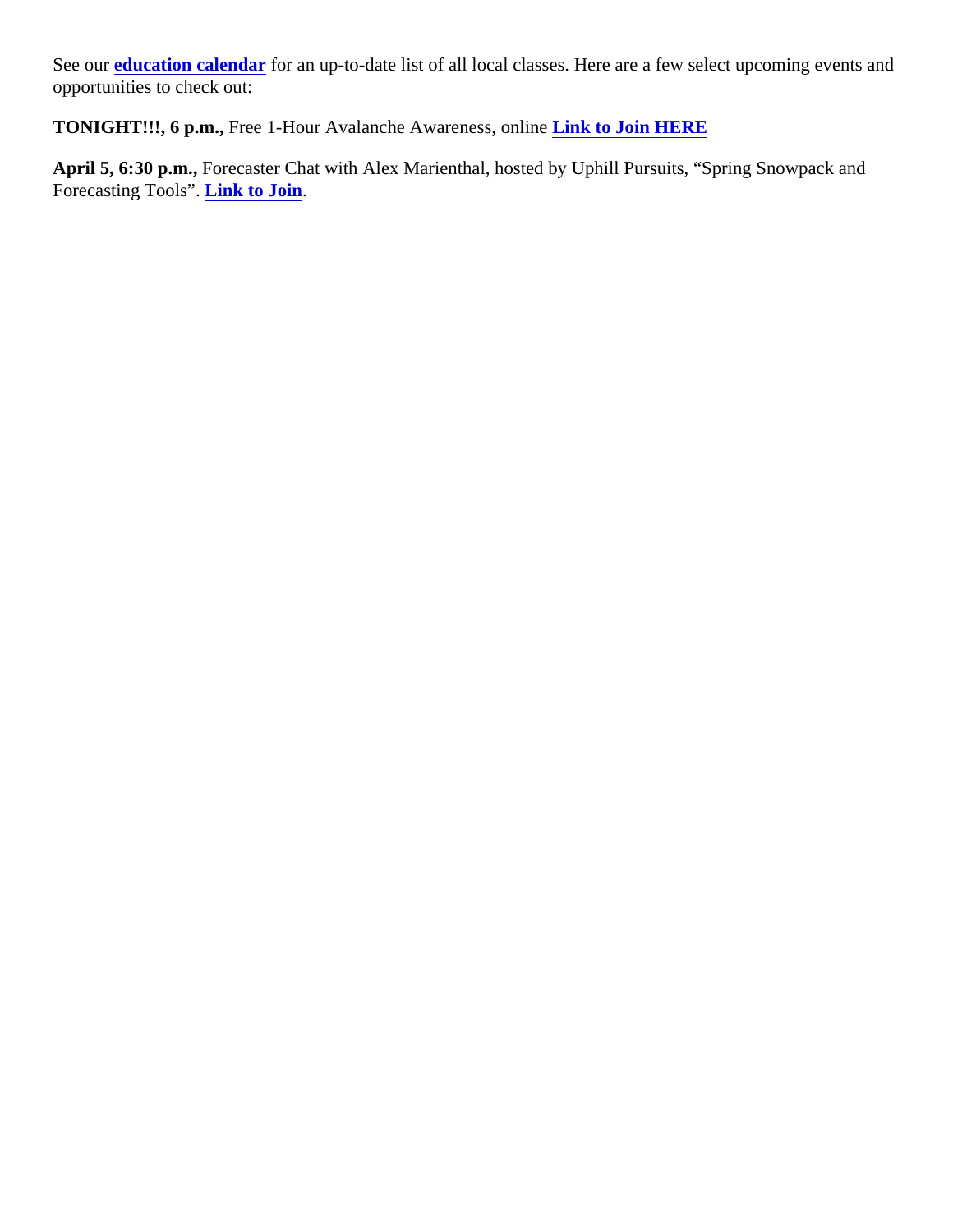See our **education calendar** for an up-to-date list of all local classes. Here are a few select upcoming events and opportunities to check out:

**TONIGHT!!!, 6 p.m.,** Free 1-Hour Avalanche Awareness, online **Link to Join HERE**

**April 5, 6:30 p.m.,** Forecaster Chat with Alex Marienthal, hosted by Uphill Pursuits, "Spring Snowpack and Forecasting Tools". **Link to Join**.